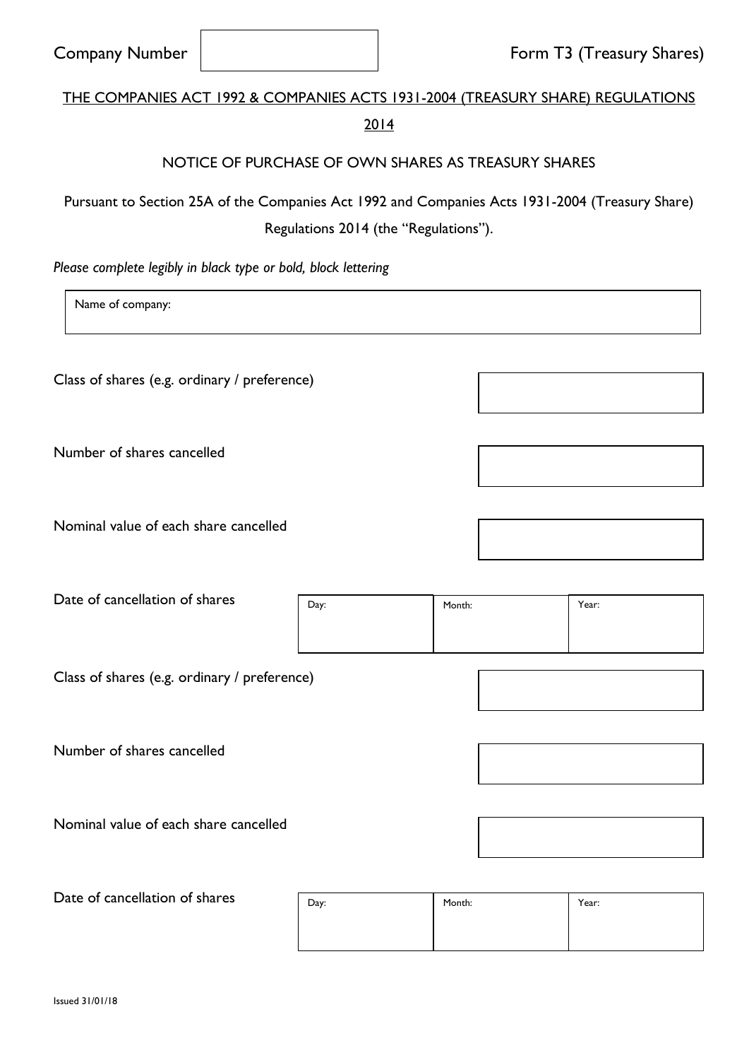Company Number | | Form T3 (Treasury Shares)

## THE COMPANIES ACT 1992 & COMPANIES ACTS 1931-2004 (TREASURY SHARE) REGULATIONS 2014

### NOTICE OF PURCHASE OF OWN SHARES AS TREASURY SHARES

Pursuant to Section 25A of the Companies Act 1992 and Companies Acts 1931-2004 (Treasury Share) Regulations 2014 (the "Regulations").

*Please complete legibly in black type or bold, block lettering*

| Name of company: |
|---|
| |

| | |
|---|---|
| Class of shares (e.g. ordinary / preference) | |
| Number of shares cancelled | |
| Nominal value of each share cancelled | |

| Date of cancellation of shares | Day: | Month: | Year: |
|---|---|---|---|

| | |
|---|---|
| Class of shares (e.g. ordinary / preference) | |
| Number of shares cancelled | |
| Nominal value of each share cancelled | |

| Date of cancellation of shares | Day: | Month: | Year: |
|---|---|---|---|

Issued 31/01/18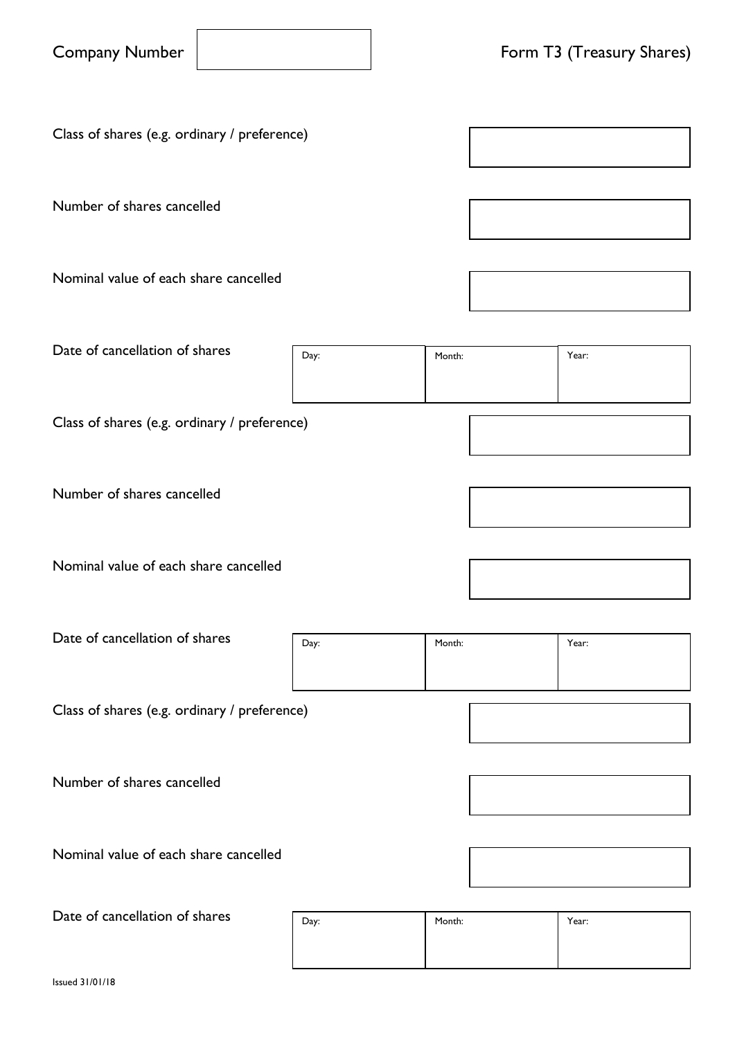Company Number | | Form T3 (Treasury Shares)

| | |
|---|---|
| Class of shares (e.g. ordinary / preference) | |
| Number of shares cancelled | |
| Nominal value of each share cancelled | |

| Date of cancellation of shares | Day: | Month: | Year: |
|---|---|---|---|

| | |
|---|---|
| Class of shares (e.g. ordinary / preference) | |
| Number of shares cancelled | |
| Nominal value of each share cancelled | |

| Date of cancellation of shares | Day: | Month: | Year: |
|---|---|---|---|

| | |
|---|---|
| Class of shares (e.g. ordinary / preference) | |
| Number of shares cancelled | |
| Nominal value of each share cancelled | |

| Date of cancellation of shares | Day: | Month: | Year: |
|---|---|---|---|

Issued 31/01/18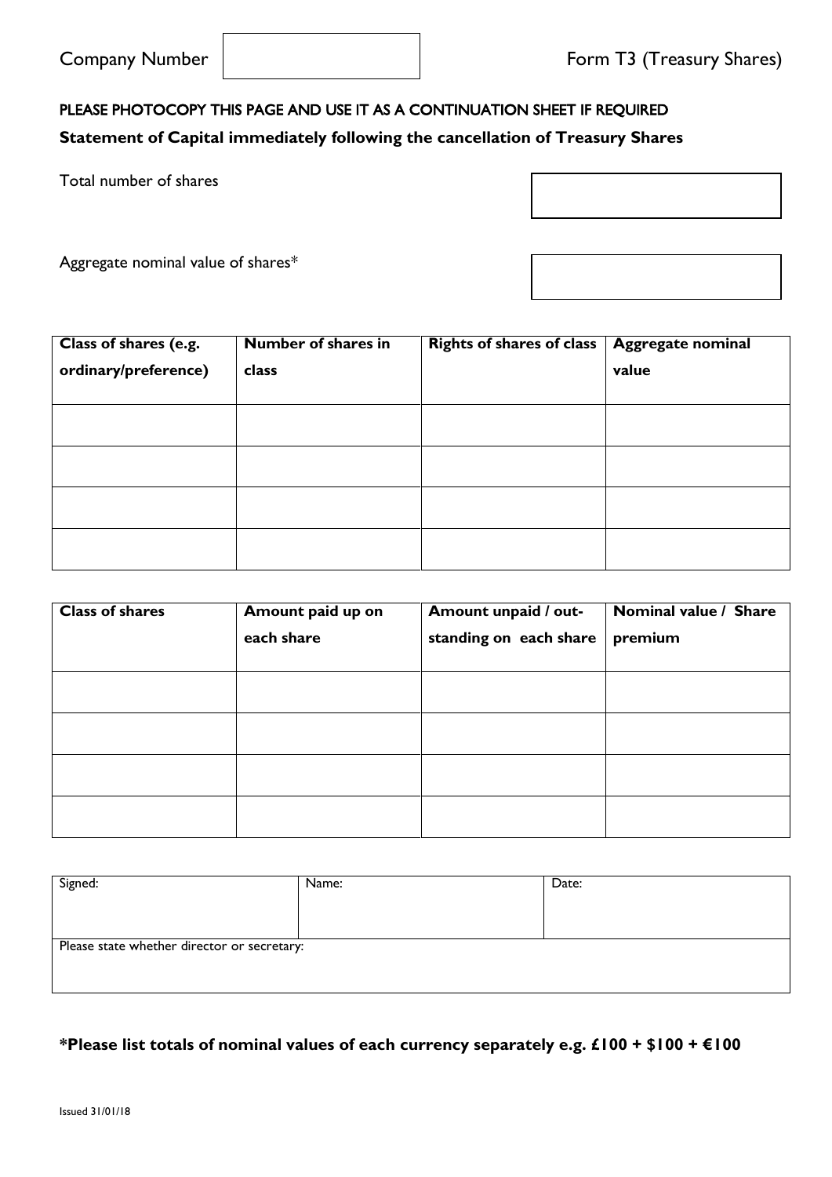Company Number

Form T3 (Treasury Shares)

PLEASE PHOTOCOPY THIS PAGE AND USE IT AS A CONTINUATION SHEET IF REQUIRED

**Statement of Capital immediately following the cancellation of Treasury Shares**

Total number of shares

Aggregate nominal value of shares*

| Class of shares (e.g. ordinary/preference) | Number of shares in class | Rights of shares of class | Aggregate nominal value |
|---|---|---|---|
| | | | |
| | | | |
| | | | |
| | | | |

| Class of shares | Amount paid up on each share | Amount unpaid / out-standing on each share | Nominal value / Share premium |
|---|---|---|---|
| | | | |
| | | | |
| | | | |
| | | | |

| Signed: | Name: | Date: |
|---|---|---|
| Please state whether director or secretary: | | |

**\*Please list totals of nominal values of each currency separately e.g. £100 + $100 + €100**

Issued 31/01/18